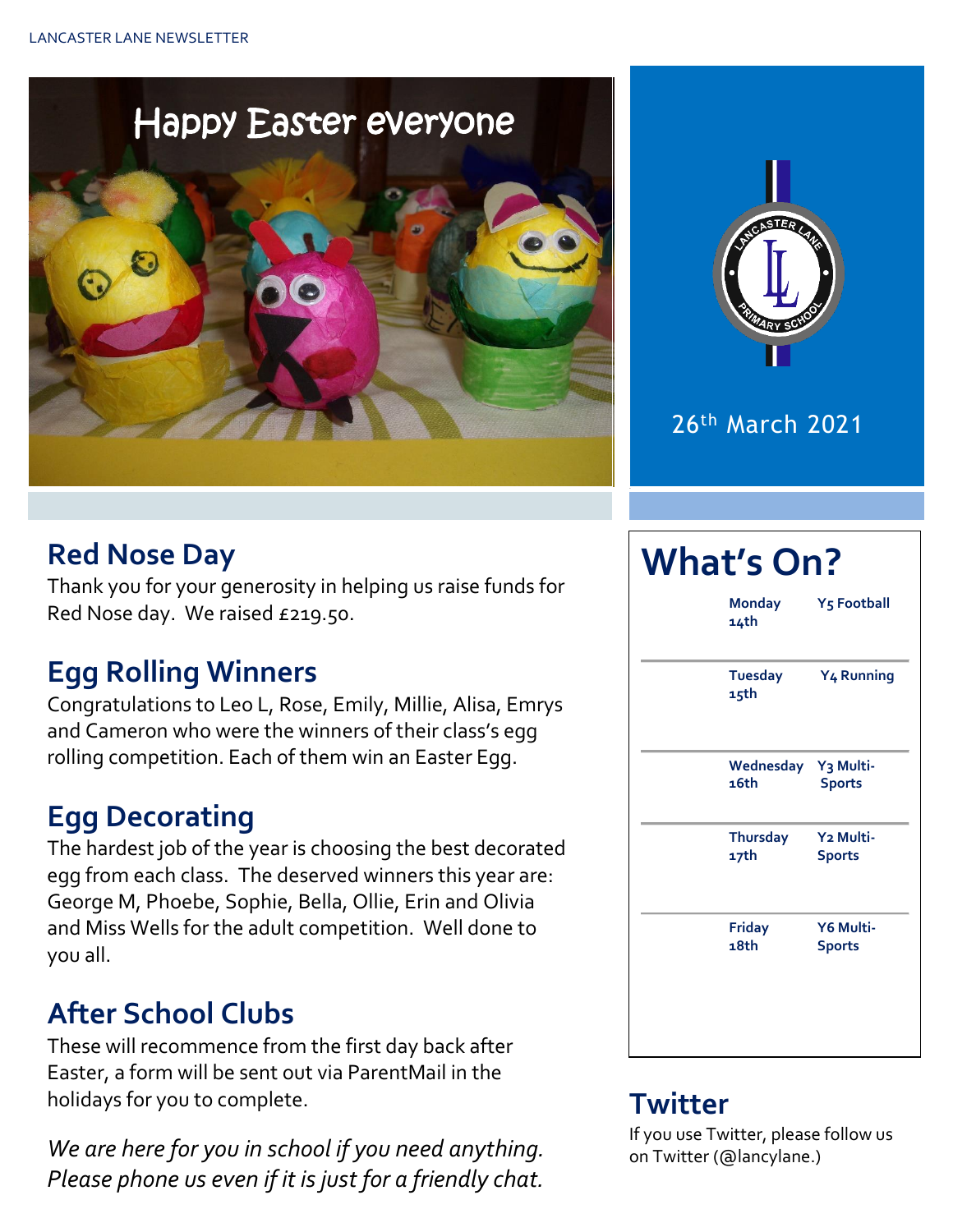# Happy Easter everyone

26th March 2021

## Red Nose Day

Thank you for your generosity in helping us raise funds for Red Nose day. We raised £219.50.

## Egg Rolling Winners

Congratulations to Leo L, Rose, Emily, Millie, Alisa, Emrys and Cameron who were the winners of their class's egg rolling competition. Each of them win an Easter Egg.

## Egg Decorating

The hardest job of the year is choosing the best decorated egg from each class. The deserved winners this year are: George M, Phoebe, Sophie, Bella, Ollie, Erin and Olivia and Miss Wells for the adult competition. Well done to you all.

## After School Clubs

These will recommence from the first day back after Easter, a form will be sent out via ParentMail in the holidays for you to complete.

*We are here for you in school if you need anything. Please phone us even if it is just for a friendly chat.*

## What's On?

| Day | Activity |
| --- | --- |
| **Monday 14th** | **Y5 Football** |
| **Tuesday 15th** | **Y4 Running** |
| **Wednesday 16th** | **Y3 Multi-Sports** |
| **Thursday 17th** | **Y2 Multi-Sports** |
| **Friday 18th** | **Y6 Multi-Sports** |

## Twitter

If you use Twitter, please follow us on Twitter (@lancylane.)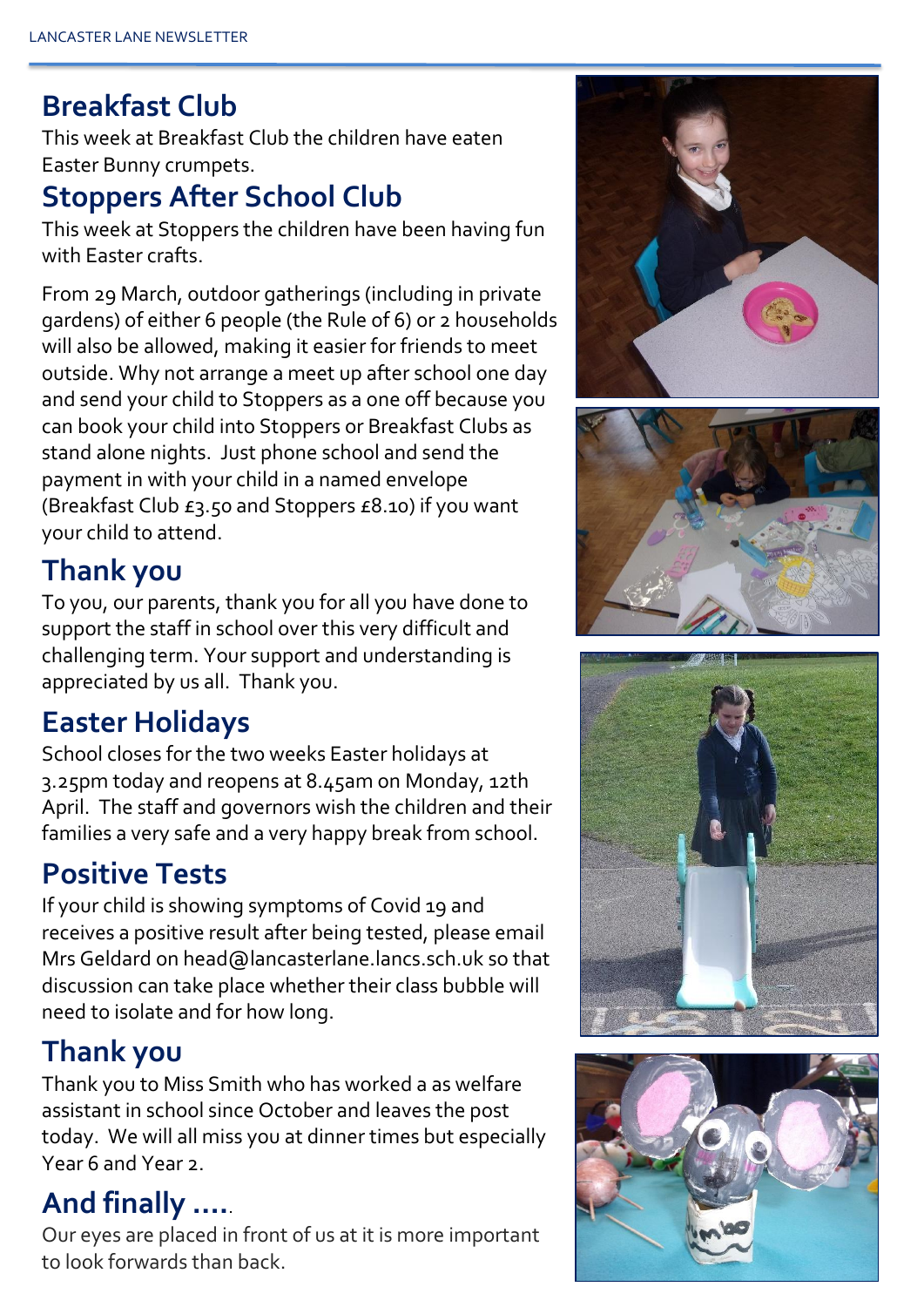## Breakfast Club

This week at Breakfast Club the children have eaten Easter Bunny crumpets.

## Stoppers After School Club

This week at Stoppers the children have been having fun with Easter crafts.

From 29 March, outdoor gatherings (including in private gardens) of either 6 people (the Rule of 6) or 2 households will also be allowed, making it easier for friends to meet outside. Why not arrange a meet up after school one day and send your child to Stoppers as a one off because you can book your child into Stoppers or Breakfast Clubs as stand alone nights. Just phone school and send the payment in with your child in a named envelope (Breakfast Club £3.50 and Stoppers £8.10) if you want your child to attend.

## Thank you

To you, our parents, thank you for all you have done to support the staff in school over this very difficult and challenging term. Your support and understanding is appreciated by us all. Thank you.

## Easter Holidays

School closes for the two weeks Easter holidays at 3.25pm today and reopens at 8.45am on Monday, 12th April. The staff and governors wish the children and their families a very safe and a very happy break from school.

## Positive Tests

If your child is showing symptoms of Covid 19 and receives a positive result after being tested, please email Mrs Geldard on head@lancasterlane.lancs.sch.uk so that discussion can take place whether their class bubble will need to isolate and for how long.

## Thank you

Thank you to Miss Smith who has worked a as welfare assistant in school since October and leaves the post today. We will all miss you at dinner times but especially Year 6 and Year 2.

## And finally ….

Our eyes are placed in front of us at it is more important to look forwards than back.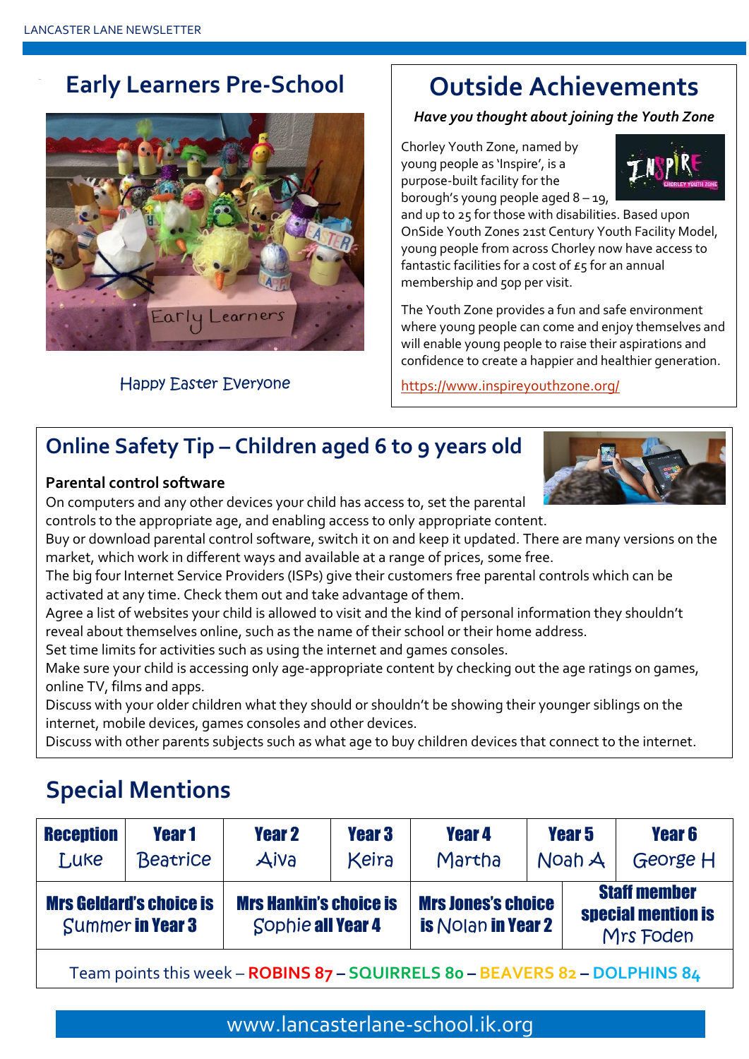## Early Learners Pre-School

Happy Easter Everyone

## Outside Achievements

*Have you thought about joining the Youth Zone*

Chorley Youth Zone, named by young people as 'Inspire', is a purpose-built facility for the borough's young people aged 8 – 19, and up to 25 for those with disabilities. Based upon OnSide Youth Zones 21st Century Youth Facility Model, young people from across Chorley now have access to fantastic facilities for a cost of £5 for an annual membership and 50p per visit.

The Youth Zone provides a fun and safe environment where young people can come and enjoy themselves and will enable young people to raise their aspirations and confidence to create a happier and healthier generation.

https://www.inspireyouthzone.org/

## Online Safety Tip – Children aged 6 to 9 years old

**Parental control software**

On computers and any other devices your child has access to, set the parental controls to the appropriate age, and enabling access to only appropriate content.
Buy or download parental control software, switch it on and keep it updated. There are many versions on the market, which work in different ways and available at a range of prices, some free.
The big four Internet Service Providers (ISPs) give their customers free parental controls which can be activated at any time. Check them out and take advantage of them.
Agree a list of websites your child is allowed to visit and the kind of personal information they shouldn't reveal about themselves online, such as the name of their school or their home address.
Set time limits for activities such as using the internet and games consoles.
Make sure your child is accessing only age-appropriate content by checking out the age ratings on games, online TV, films and apps.
Discuss with your older children what they should or shouldn't be showing their younger siblings on the internet, mobile devices, games consoles and other devices.
Discuss with other parents subjects such as what age to buy children devices that connect to the internet.

## Special Mentions

| Reception | Year 1 | Year 2 | Year 3 | Year 4 | Year 5 | Year 6 |
|---|---|---|---|---|---|---|
| Luke | Beatrice | Aiva | Keira | Martha | Noah A | George H |
| **Mrs Geldard's choice is** Summer **in Year 3** | | **Mrs Hankin's choice is** Sophie **all Year 4** | | **Mrs Jones's choice is** Nolan **in Year 2** | **Staff member special mention is** Mrs Foden | |

Team points this week – **ROBINS 87** – **SQUIRRELS 80** – **BEAVERS 82** – **DOLPHINS 84**

www.lancasterlane-school.ik.org